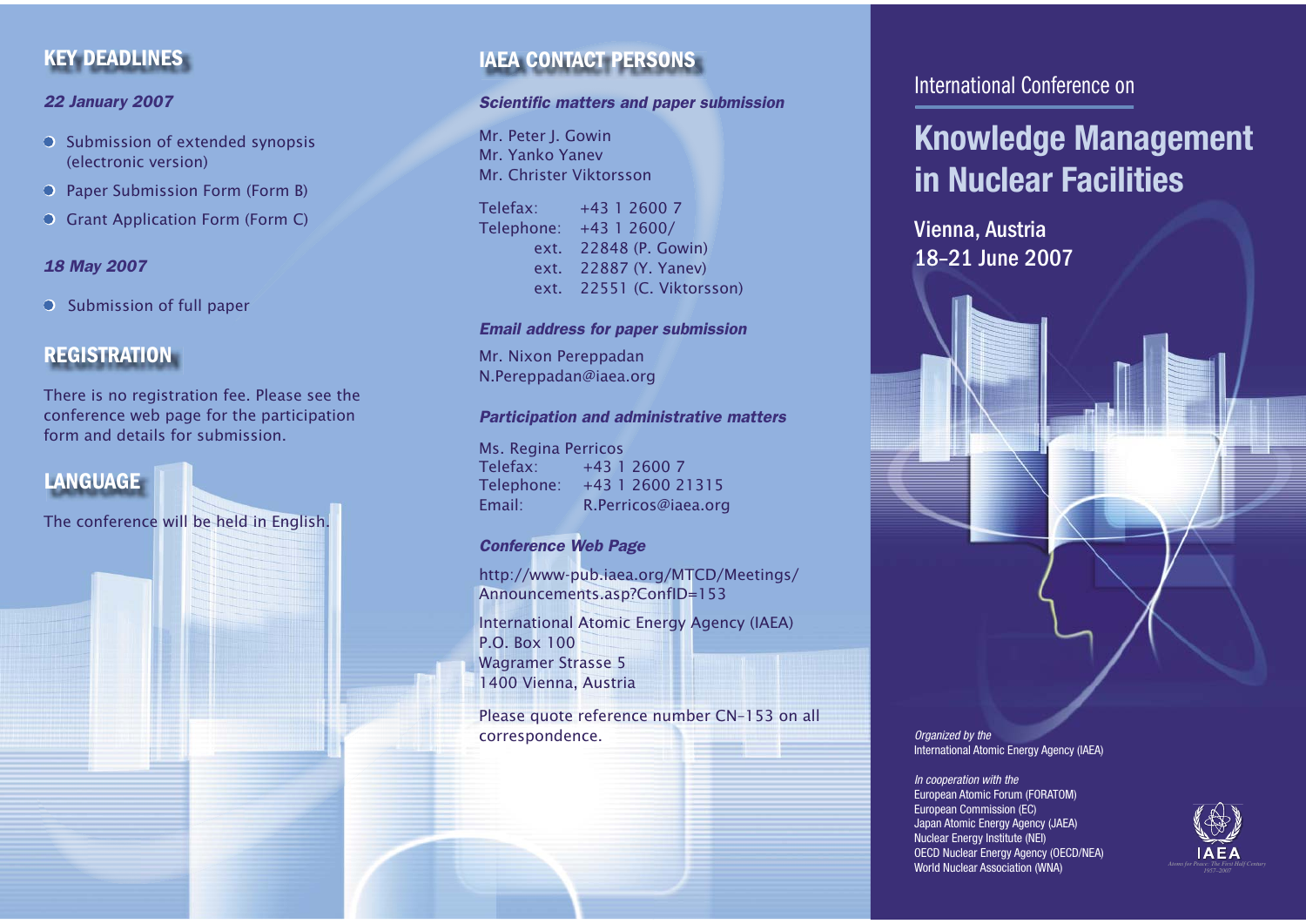# International Conference on

# Knowledge Management in Nuclear Facilities

**Vienna, Austria**
**18–21 June 2007**

*Organized by the*
International Atomic Energy Agency (IAEA)

*In cooperation with the*
European Atomic Forum (FORATOM)
European Commission (EC)
Japan Atomic Energy Agency (JAEA)
Nuclear Energy Institute (NEI)
OECD Nuclear Energy Agency (OECD/NEA)
World Nuclear Association (WNA)

IAEA
*Atoms for Peace: The First Half Century 1957–2007*

## KEY DEADLINES

***22 January 2007***

- Submission of extended synopsis (electronic version)
- Paper Submission Form (Form B)
- Grant Application Form (Form C)

***18 May 2007***

- Submission of full paper

## REGISTRATION

There is no registration fee. Please see the conference web page for the participation form and details for submission.

## LANGUAGE

The conference will be held in English.

## IAEA CONTACT PERSONS

***Scientific matters and paper submission***

Mr. Peter J. Gowin
Mr. Yanko Yanev
Mr. Christer Viktorsson

Telefax: +43 1 2600 7
Telephone: +43 1 2600/
ext. 22848 (P. Gowin)
ext. 22887 (Y. Yanev)
ext. 22551 (C. Viktorsson)

***Email address for paper submission***

Mr. Nixon Pereppadan
N.Pereppadan@iaea.org

***Participation and administrative matters***

Ms. Regina Perricos
Telefax: +43 1 2600 7
Telephone: +43 1 2600 21315
Email: R.Perricos@iaea.org

***Conference Web Page***

http://www-pub.iaea.org/MTCD/Meetings/Announcements.asp?ConfID=153

International Atomic Energy Agency (IAEA)
P.O. Box 100
Wagramer Strasse 5
1400 Vienna, Austria

Please quote reference number CN-153 on all correspondence.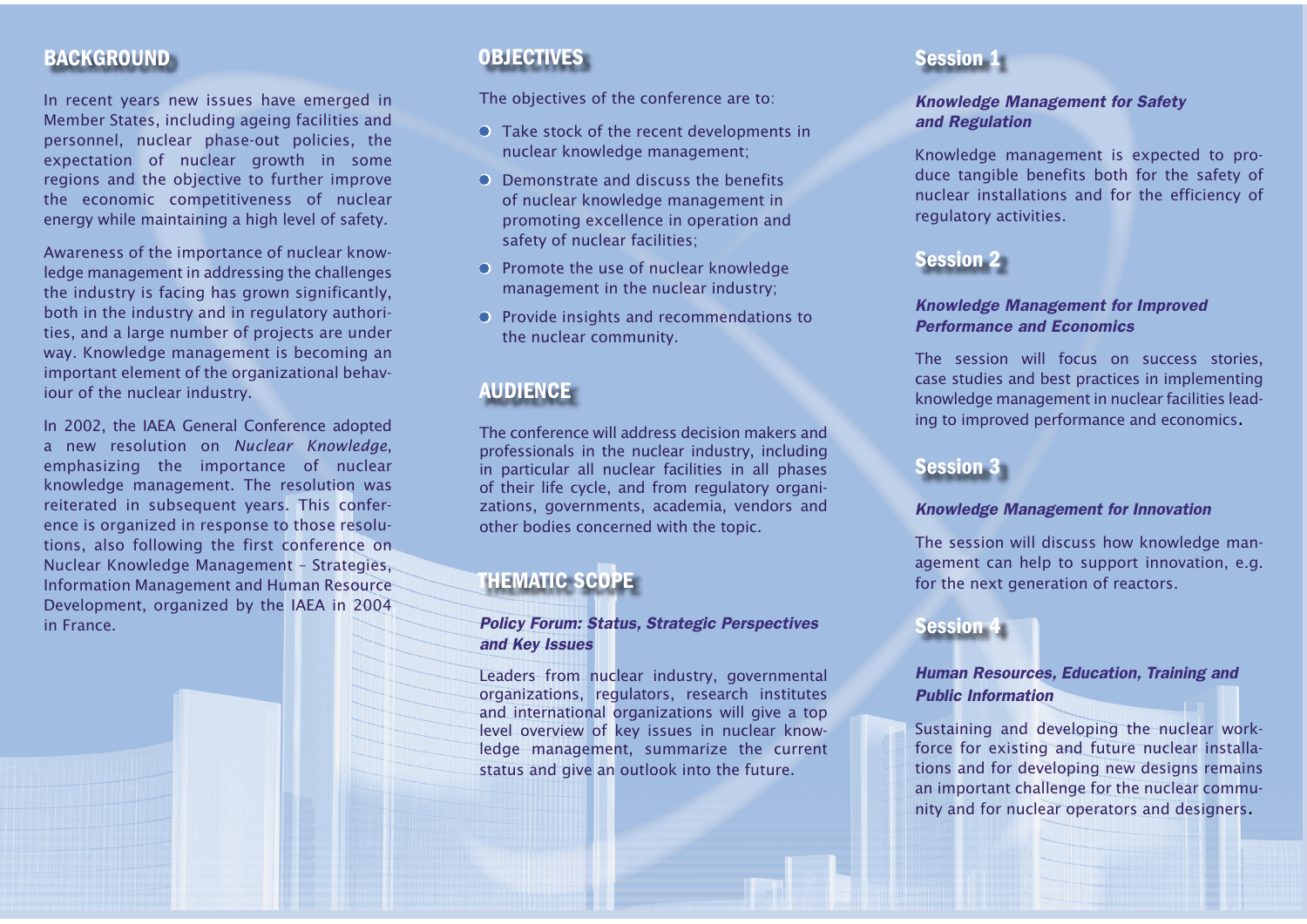## BACKGROUND

In recent years new issues have emerged in Member States, including ageing facilities and personnel, nuclear phase-out policies, the expectation of nuclear growth in some regions and the objective to further improve the economic competitiveness of nuclear energy while maintaining a high level of safety.

Awareness of the importance of nuclear knowledge management in addressing the challenges the industry is facing has grown significantly, both in the industry and in regulatory authorities, and a large number of projects are under way. Knowledge management is becoming an important element of the organizational behaviour of the nuclear industry.

In 2002, the IAEA General Conference adopted a new resolution on *Nuclear Knowledge*, emphasizing the importance of nuclear knowledge management. The resolution was reiterated in subsequent years. This conference is organized in response to those resolutions, also following the first conference on Nuclear Knowledge Management – Strategies, Information Management and Human Resource Development, organized by the IAEA in 2004 in France.

## OBJECTIVES

The objectives of the conference are to:

- Take stock of the recent developments in nuclear knowledge management;
- Demonstrate and discuss the benefits of nuclear knowledge management in promoting excellence in operation and safety of nuclear facilities;
- Promote the use of nuclear knowledge management in the nuclear industry;
- Provide insights and recommendations to the nuclear community.

## AUDIENCE

The conference will address decision makers and professionals in the nuclear industry, including in particular all nuclear facilities in all phases of their life cycle, and from regulatory organizations, governments, academia, vendors and other bodies concerned with the topic.

## THEMATIC SCOPE

### *Policy Forum: Status, Strategic Perspectives and Key Issues*

Leaders from nuclear industry, governmental organizations, regulators, research institutes and international organizations will give a top level overview of key issues in nuclear knowledge management, summarize the current status and give an outlook into the future.

## Session 1

### *Knowledge Management for Safety and Regulation*

Knowledge management is expected to produce tangible benefits both for the safety of nuclear installations and for the efficiency of regulatory activities.

## Session 2

### *Knowledge Management for Improved Performance and Economics*

The session will focus on success stories, case studies and best practices in implementing knowledge management in nuclear facilities leading to improved performance and economics.

## Session 3

### *Knowledge Management for Innovation*

The session will discuss how knowledge management can help to support innovation, e.g. for the next generation of reactors.

## Session 4

### *Human Resources, Education, Training and Public Information*

Sustaining and developing the nuclear workforce for existing and future nuclear installations and for developing new designs remains an important challenge for the nuclear community and for nuclear operators and designers.